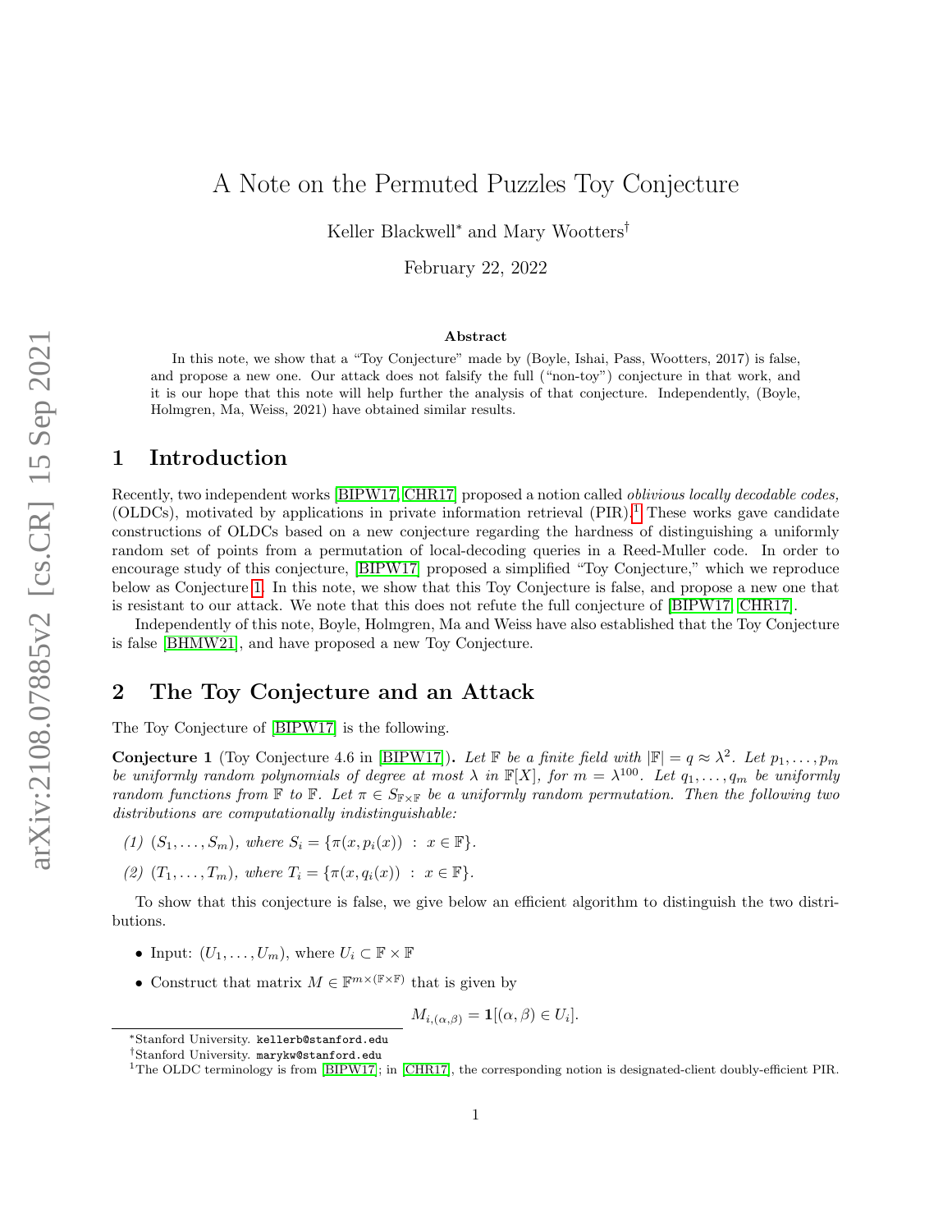# A Note on the Permuted Puzzles Toy Conjecture

Keller Blackwell* and Mary Wootters†

February 22, 2022

### Abstract

In this note, we show that a "Toy Conjecture" made by (Boyle, Ishai, Pass, Wootters, 2017) is false, and propose a new one. Our attack does not falsify the full ("non-toy") conjecture in that work, and it is our hope that this note will help further the analysis of that conjecture. Independently, (Boyle, Holmgren, Ma, Weiss, 2021) have obtained similar results.

## 1 Introduction

Recently, two independent works [BIPW17, CHR17] proposed a notion called *oblivious locally decodable codes,* (OLDCs), motivated by applications in private information retrieval (PIR).[1] These works gave candidate constructions of OLDCs based on a new conjecture regarding the hardness of distinguishing a uniformly random set of points from a permutation of local-decoding queries in a Reed-Muller code. In order to encourage study of this conjecture, [BIPW17] proposed a simplified "Toy Conjecture," which we reproduce below as Conjecture 1. In this note, we show that this Toy Conjecture is false, and propose a new one that is resistant to our attack. We note that this does not refute the full conjecture of [BIPW17, CHR17].

Independently of this note, Boyle, Holmgren, Ma and Weiss have also established that the Toy Conjecture is false [BHMW21], and have proposed a new Toy Conjecture.

## 2 The Toy Conjecture and an Attack

The Toy Conjecture of [BIPW17] is the following.

**Conjecture 1** (Toy Conjecture 4.6 in [BIPW17]). *Let $\mathbb{F}$ be a finite field with $|\mathbb{F}| = q \approx \lambda^2$. Let $p_1, \ldots, p_m$ be uniformly random polynomials of degree at most $\lambda$ in $\mathbb{F}[X]$, for $m = \lambda^{100}$. Let $q_1, \ldots, q_m$ be uniformly random functions from $\mathbb{F}$ to $\mathbb{F}$. Let $\pi \in S_{\mathbb{F}\times\mathbb{F}}$ be a uniformly random permutation. Then the following two distributions are computationally indistinguishable:*

*(1) $(S_1, \ldots, S_m)$, where $S_i = \{\pi(x, p_i(x)) \ : \ x \in \mathbb{F}\}$.*

*(2) $(T_1, \ldots, T_m)$, where $T_i = \{\pi(x, q_i(x)) \ : \ x \in \mathbb{F}\}$.*

To show that this conjecture is false, we give below an efficient algorithm to distinguish the two distributions.

- Input: $(U_1, \ldots, U_m)$, where $U_i \subset \mathbb{F} \times \mathbb{F}$
- Construct that matrix $M \in \mathbb{F}^{m\times(\mathbb{F}\times\mathbb{F})}$ that is given by

$$M_{i,(\alpha,\beta)} = \mathbf{1}[(\alpha, \beta) \in U_i].$$

*Stanford University. kellerb@stanford.edu

†Stanford University. marykw@stanford.edu

[1] The OLDC terminology is from [BIPW17]; in [CHR17], the corresponding notion is designated-client doubly-efficient PIR.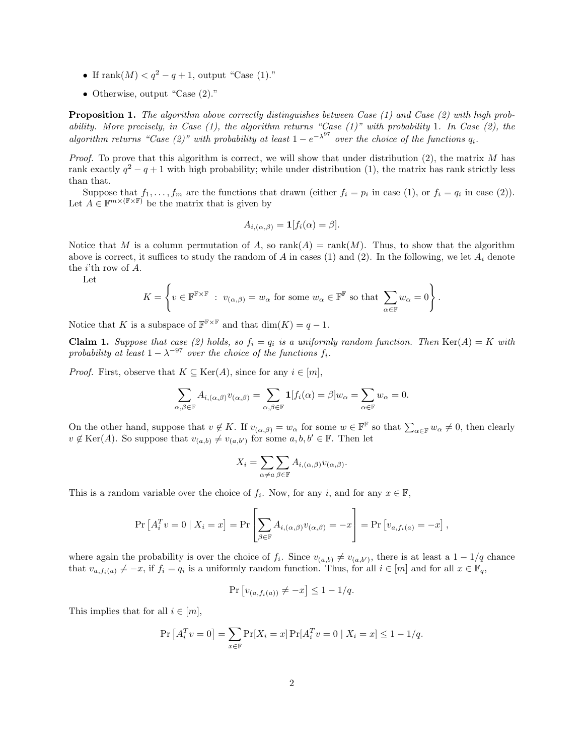- If $\text{rank}(M) < q^2 - q + 1$, output "Case (1)."
- Otherwise, output "Case (2)."

**Proposition 1.** *The algorithm above correctly distinguishes between Case (1) and Case (2) with high probability. More precisely, in Case (1), the algorithm returns "Case (1)" with probability* 1*. In Case (2), the algorithm returns "Case (2)" with probability at least* $1 - e^{-\lambda^{97}}$ *over the choice of the functions* $q_i$*.*

*Proof.* To prove that this algorithm is correct, we will show that under distribution (2), the matrix $M$ has rank exactly $q^2 - q + 1$ with high probability; while under distribution (1), the matrix has rank strictly less than that.

Suppose that $f_1, \ldots, f_m$ are the functions that drawn (either $f_i = p_i$ in case (1), or $f_i = q_i$ in case (2)). Let $A \in \mathbb{F}^{m \times (\mathbb{F} \times \mathbb{F})}$ be the matrix that is given by

$$A_{i,(\alpha,\beta)} = \mathbf{1}[f_i(\alpha) = \beta].$$

Notice that $M$ is a column permutation of $A$, so $\text{rank}(A) = \text{rank}(M)$. Thus, to show that the algorithm above is correct, it suffices to study the random of $A$ in cases (1) and (2). In the following, we let $A_i$ denote the $i$'th row of $A$.

Let

$$K = \left\{ v \in \mathbb{F}^{\mathbb{F} \times \mathbb{F}} \ : \ v_{(\alpha,\beta)} = w_\alpha \text{ for some } w_\alpha \in \mathbb{F}^{\mathbb{F}} \text{ so that } \sum_{\alpha \in \mathbb{F}} w_\alpha = 0 \right\}.$$

Notice that $K$ is a subspace of $\mathbb{F}^{\mathbb{F} \times \mathbb{F}}$ and that $\dim(K) = q - 1$.

**Claim 1.** *Suppose that case (2) holds, so* $f_i = q_i$ *is a uniformly random function. Then* $\text{Ker}(A) = K$ *with probability at least* $1 - \lambda^{-97}$ *over the choice of the functions* $f_i$*.*

*Proof.* First, observe that $K \subseteq \text{Ker}(A)$, since for any $i \in [m]$,

$$\sum_{\alpha,\beta \in \mathbb{F}} A_{i,(\alpha,\beta)} v_{(\alpha,\beta)} = \sum_{\alpha,\beta \in \mathbb{F}} \mathbf{1}[f_i(\alpha) = \beta] w_\alpha = \sum_{\alpha \in \mathbb{F}} w_\alpha = 0.$$

On the other hand, suppose that $v \notin K$. If $v_{(\alpha,\beta)} = w_\alpha$ for some $w \in \mathbb{F}^{\mathbb{F}}$ so that $\sum_{\alpha \in \mathbb{F}} w_\alpha \neq 0$, then clearly $v \notin \text{Ker}(A)$. So suppose that $v_{(a,b)} \neq v_{(a,b')}$ for some $a, b, b' \in \mathbb{F}$. Then let

$$X_i = \sum_{\alpha \neq a} \sum_{\beta \in \mathbb{F}} A_{i,(\alpha,\beta)} v_{(\alpha,\beta)}.$$

This is a random variable over the choice of $f_i$. Now, for any $i$, and for any $x \in \mathbb{F}$,

$$\Pr\left[A_i^T v = 0 \mid X_i = x\right] = \Pr\left[\sum_{\beta \in \mathbb{F}} A_{i,(\alpha,\beta)} v_{(\alpha,\beta)} = -x\right] = \Pr\left[v_{a,f_i(a)} = -x\right],$$

where again the probability is over the choice of $f_i$. Since $v_{(a,b)} \neq v_{(a,b')}$, there is at least a $1 - 1/q$ chance that $v_{a,f_i(a)} \neq -x$, if $f_i = q_i$ is a uniformly random function. Thus, for all $i \in [m]$ and for all $x \in \mathbb{F}_q$,

$$\Pr\left[v_{(a,f_i(a))} \neq -x\right] \leq 1 - 1/q.$$

This implies that for all $i \in [m]$,

$$\Pr\left[A_i^T v = 0\right] = \sum_{x \in \mathbb{F}} \Pr[X_i = x] \Pr[A_i^T v = 0 \mid X_i = x] \leq 1 - 1/q.$$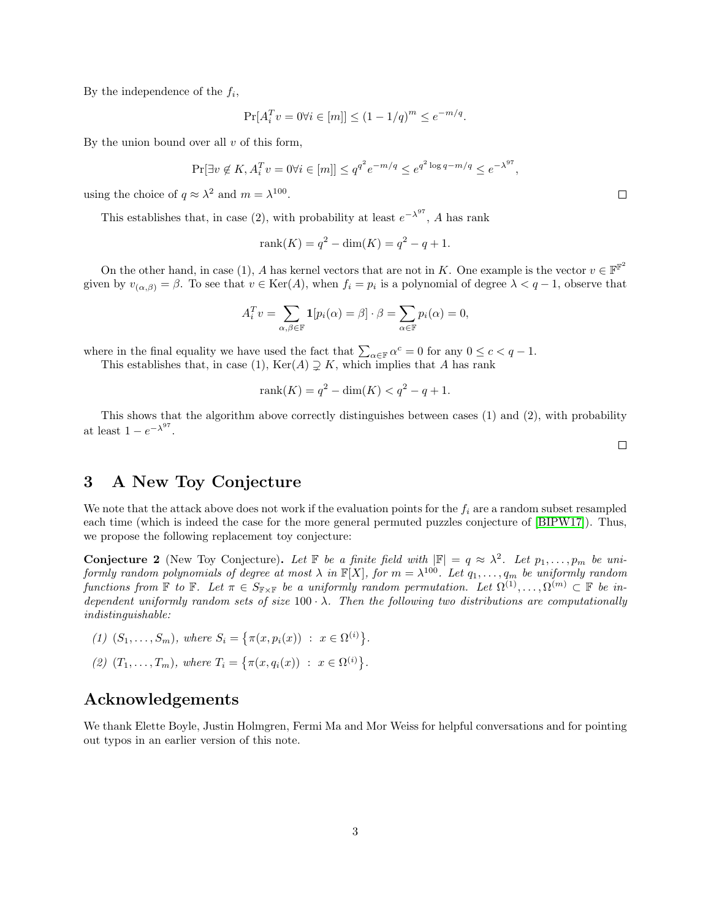By the independence of the $f_i$,

$$\Pr[A_i^T v = 0 \forall i \in [m]] \leq (1 - 1/q)^m \leq e^{-m/q}.$$

By the union bound over all $v$ of this form,

$$\Pr[\exists v \notin K, A_i^T v = 0 \forall i \in [m]] \leq q^{q^2} e^{-m/q} \leq e^{q^2 \log q - m/q} \leq e^{-\lambda^{97}},$$

using the choice of $q \approx \lambda^2$ and $m = \lambda^{100}$. $\square$

This establishes that, in case (2), with probability at least $e^{-\lambda^{97}}$, $A$ has rank

$$\text{rank}(K) = q^2 - \dim(K) = q^2 - q + 1.$$

On the other hand, in case (1), $A$ has kernel vectors that are not in $K$. One example is the vector $v \in \mathbb{F}^{\mathbb{F}^2}$ given by $v_{(\alpha,\beta)} = \beta$. To see that $v \in \text{Ker}(A)$, when $f_i = p_i$ is a polynomial of degree $\lambda < q - 1$, observe that

$$A_i^T v = \sum_{\alpha,\beta \in \mathbb{F}} \mathbf{1}[p_i(\alpha) = \beta] \cdot \beta = \sum_{\alpha \in \mathbb{F}} p_i(\alpha) = 0,$$

where in the final equality we have used the fact that $\sum_{\alpha \in \mathbb{F}} \alpha^c = 0$ for any $0 \leq c < q - 1$.

This establishes that, in case (1), $\text{Ker}(A) \supsetneq K$, which implies that $A$ has rank

$$\text{rank}(K) = q^2 - \dim(K) < q^2 - q + 1.$$

This shows that the algorithm above correctly distinguishes between cases (1) and (2), with probability at least $1 - e^{-\lambda^{97}}$. $\square$

## 3 A New Toy Conjecture

We note that the attack above does not work if the evaluation points for the $f_i$ are a random subset resampled each time (which is indeed the case for the more general permuted puzzles conjecture of [BIPW17]). Thus, we propose the following replacement toy conjecture:

**Conjecture 2** (New Toy Conjecture)**.** *Let $\mathbb{F}$ be a finite field with $|\mathbb{F}| = q \approx \lambda^2$. Let $p_1, \ldots, p_m$ be uniformly random polynomials of degree at most $\lambda$ in $\mathbb{F}[X]$, for $m = \lambda^{100}$. Let $q_1, \ldots, q_m$ be uniformly random functions from $\mathbb{F}$ to $\mathbb{F}$. Let $\pi \in S_{\mathbb{F}\times\mathbb{F}}$ be a uniformly random permutation. Let $\Omega^{(1)}, \ldots, \Omega^{(m)} \subset \mathbb{F}$ be independent uniformly random sets of size $100 \cdot \lambda$. Then the following two distributions are computationally indistinguishable:*

*(1) $(S_1, \ldots, S_m)$, where $S_i = \{\pi(x, p_i(x)) \ : \ x \in \Omega^{(i)}\}$.*

*(2) $(T_1, \ldots, T_m)$, where $T_i = \{\pi(x, q_i(x)) \ : \ x \in \Omega^{(i)}\}$.*

## Acknowledgements

We thank Elette Boyle, Justin Holmgren, Fermi Ma and Mor Weiss for helpful conversations and for pointing out typos in an earlier version of this note.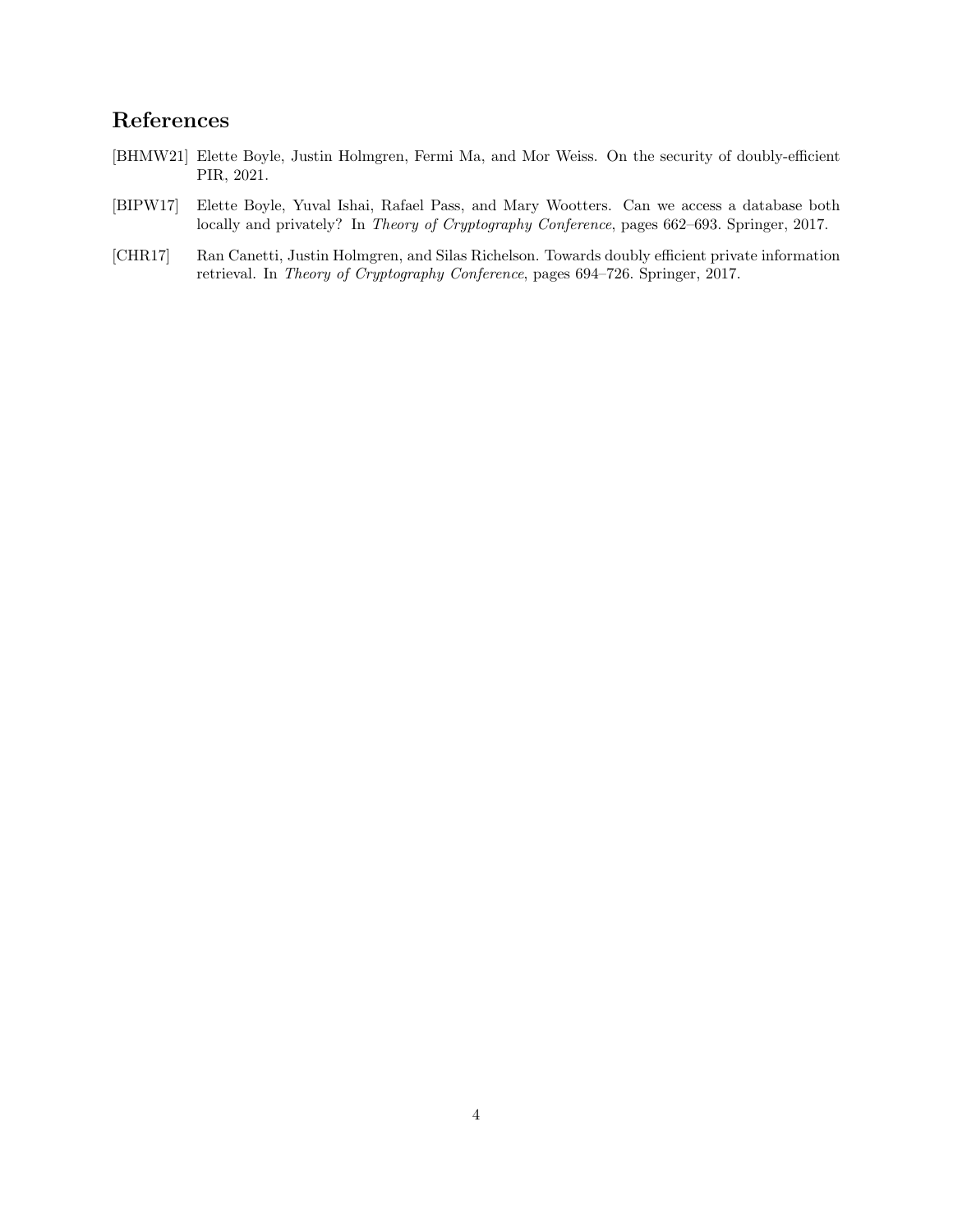# References

[BHMW21] Elette Boyle, Justin Holmgren, Fermi Ma, and Mor Weiss. On the security of doubly-efficient PIR, 2021.

[BIPW17] Elette Boyle, Yuval Ishai, Rafael Pass, and Mary Wootters. Can we access a database both locally and privately? In *Theory of Cryptography Conference*, pages 662–693. Springer, 2017.

[CHR17] Ran Canetti, Justin Holmgren, and Silas Richelson. Towards doubly efficient private information retrieval. In *Theory of Cryptography Conference*, pages 694–726. Springer, 2017.